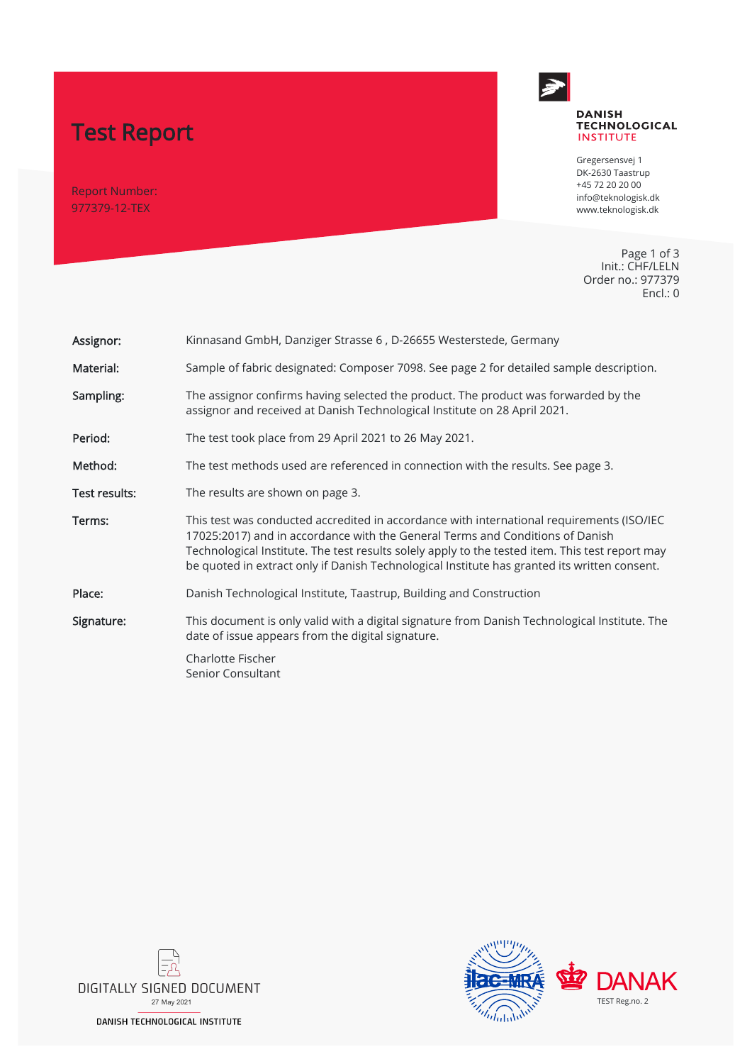# Test Report

Report Number:
977379-12-TEX

**DANISH TECHNOLOGICAL INSTITUTE**

Gregersensvej 1
DK-2630 Taastrup
+45 72 20 20 00
info@teknologisk.dk
www.teknologisk.dk

Page 1 of 3
Init.: CHF/LELN
Order no.: 977379
Encl.: 0

| | |
|---|---|
| **Assignor:** | Kinnasand GmbH, Danziger Strasse 6 , D-26655 Westerstede, Germany |
| **Material:** | Sample of fabric designated: Composer 7098. See page 2 for detailed sample description. |
| **Sampling:** | The assignor confirms having selected the product. The product was forwarded by the assignor and received at Danish Technological Institute on 28 April 2021. |
| **Period:** | The test took place from 29 April 2021 to 26 May 2021. |
| **Method:** | The test methods used are referenced in connection with the results. See page 3. |
| **Test results:** | The results are shown on page 3. |
| **Terms:** | This test was conducted accredited in accordance with international requirements (ISO/IEC 17025:2017) and in accordance with the General Terms and Conditions of Danish Technological Institute. The test results solely apply to the tested item. This test report may be quoted in extract only if Danish Technological Institute has granted its written consent. |
| **Place:** | Danish Technological Institute, Taastrup, Building and Construction |
| **Signature:** | This document is only valid with a digital signature from Danish Technological Institute. The date of issue appears from the digital signature. |

Charlotte Fischer
Senior Consultant

DIGITALLY SIGNED DOCUMENT
27 May 2021
DANISH TECHNOLOGICAL INSTITUTE

ilac-MRA

DANAK
TEST Reg.no. 2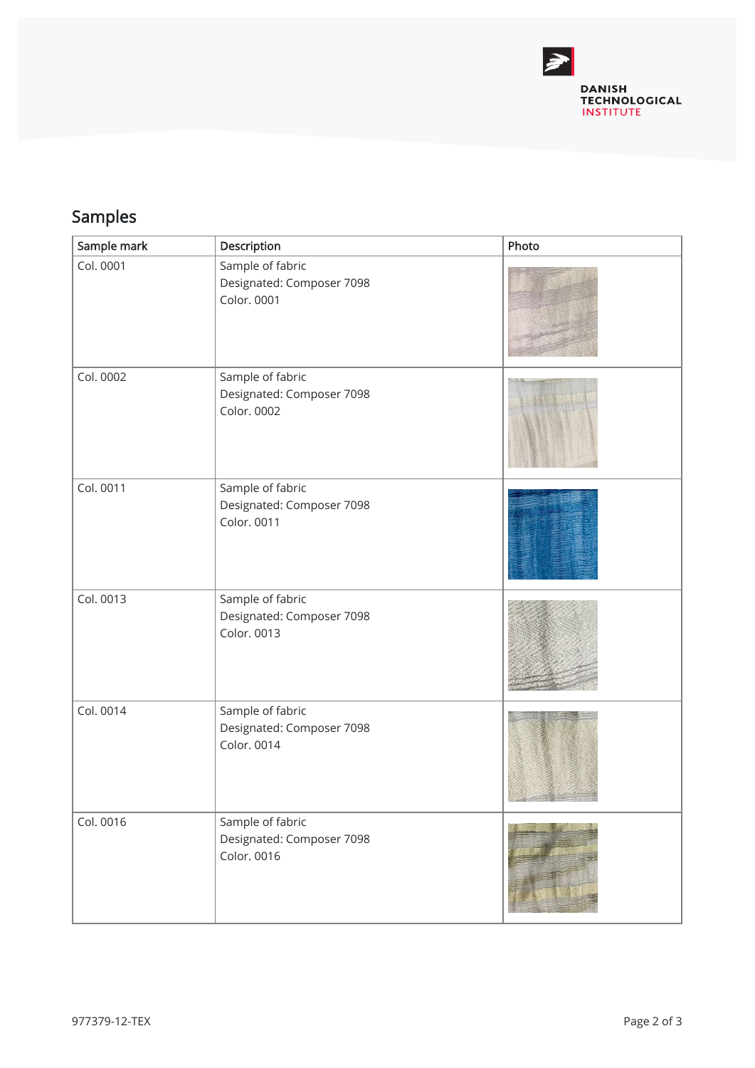## Samples

| Sample mark | Description | Photo |
|---|---|---|
| Col. 0001 | Sample of fabric<br>Designated: Composer 7098<br>Color. 0001 | |
| Col. 0002 | Sample of fabric<br>Designated: Composer 7098<br>Color. 0002 | |
| Col. 0011 | Sample of fabric<br>Designated: Composer 7098<br>Color. 0011 | |
| Col. 0013 | Sample of fabric<br>Designated: Composer 7098<br>Color. 0013 | |
| Col. 0014 | Sample of fabric<br>Designated: Composer 7098<br>Color. 0014 | |
| Col. 0016 | Sample of fabric<br>Designated: Composer 7098<br>Color. 0016 | |

977379-12-TEX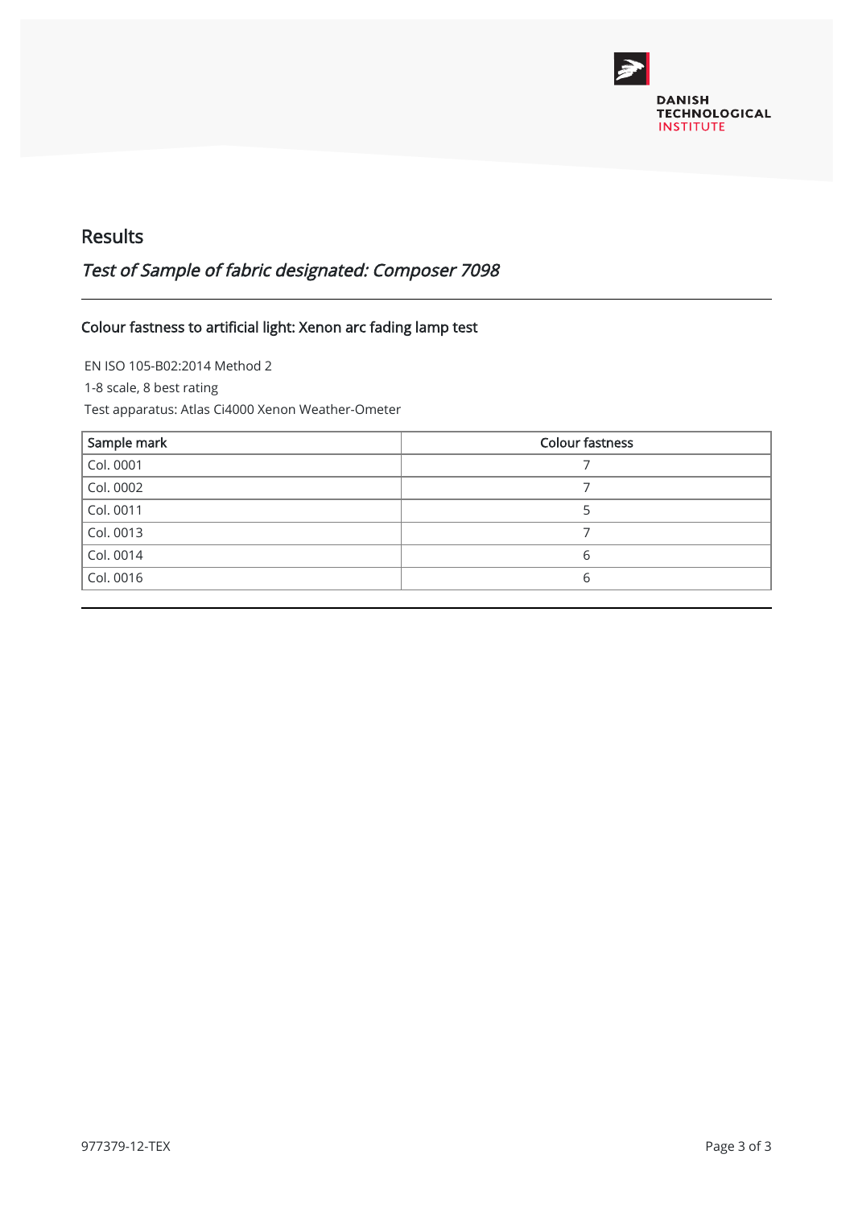## Results

### *Test of Sample of fabric designated: Composer 7098*

#### Colour fastness to artificial light: Xenon arc fading lamp test

EN ISO 105-B02:2014 Method 2

1-8 scale, 8 best rating

Test apparatus: Atlas Ci4000 Xenon Weather-Ometer

| Sample mark | Colour fastness |
|---|---|
| Col. 0001 | 7 |
| Col. 0002 | 7 |
| Col. 0011 | 5 |
| Col. 0013 | 7 |
| Col. 0014 | 6 |
| Col. 0016 | 6 |